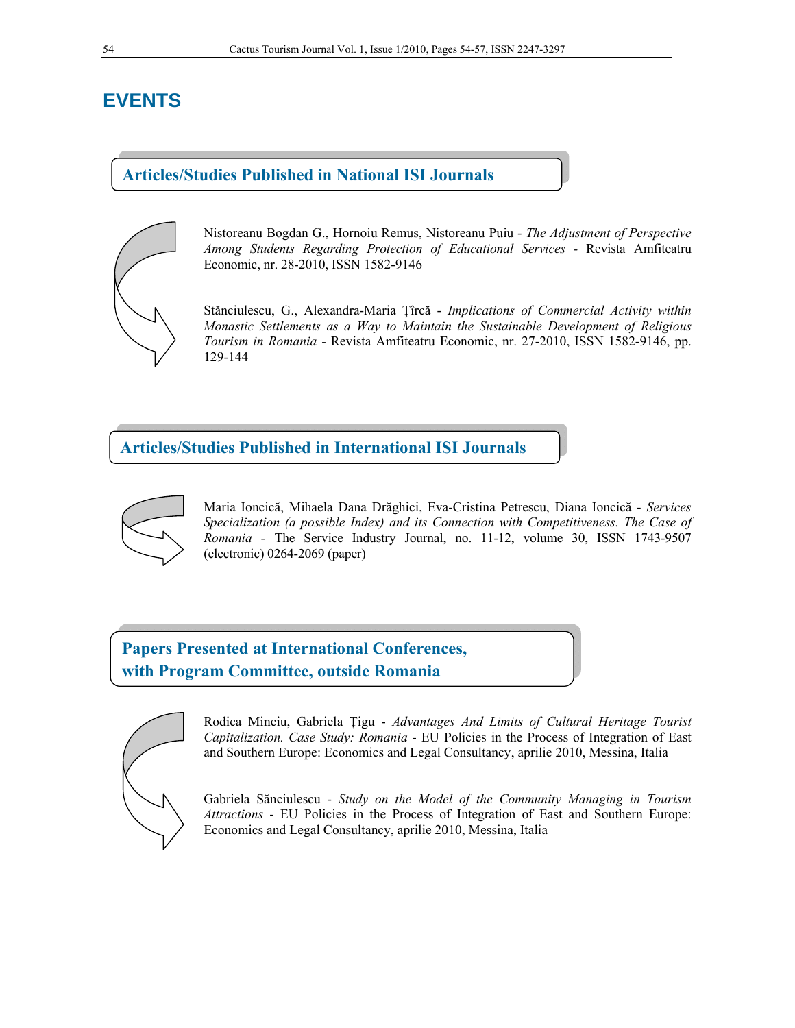# EVENTS

## Articles/Studies Published in National ISI Journals

Nistoreanu Bogdan G., Hornoiu Remus, Nistoreanu Puiu - *The Adjustment of Perspective Among Students Regarding Protection of Educational Services* - Revista Amfiteatru Economic, nr. 28-2010, ISSN 1582-9146

Stănciulescu, G., Alexandra-Maria Țîrcă - *Implications of Commercial Activity within Monastic Settlements as a Way to Maintain the Sustainable Development of Religious Tourism in Romania* - Revista Amfiteatru Economic, nr. 27-2010, ISSN 1582-9146, pp. 129-144

## Articles/Studies Published in International ISI Journals

Maria Ioncică, Mihaela Dana Drăghici, Eva-Cristina Petrescu, Diana Ioncică - *Services Specialization (a possible Index) and its Connection with Competitiveness. The Case of Romania* - The Service Industry Journal, no. 11-12, volume 30, ISSN 1743-9507 (electronic) 0264-2069 (paper)

## Papers Presented at International Conferences, with Program Committee, outside Romania

Rodica Minciu, Gabriela Țigu - *Advantages And Limits of Cultural Heritage Tourist Capitalization. Case Study: Romania* - EU Policies in the Process of Integration of East and Southern Europe: Economics and Legal Consultancy, aprilie 2010, Messina, Italia

Gabriela Sănciulescu - *Study on the Model of the Community Managing in Tourism Attractions* - EU Policies in the Process of Integration of East and Southern Europe: Economics and Legal Consultancy, aprilie 2010, Messina, Italia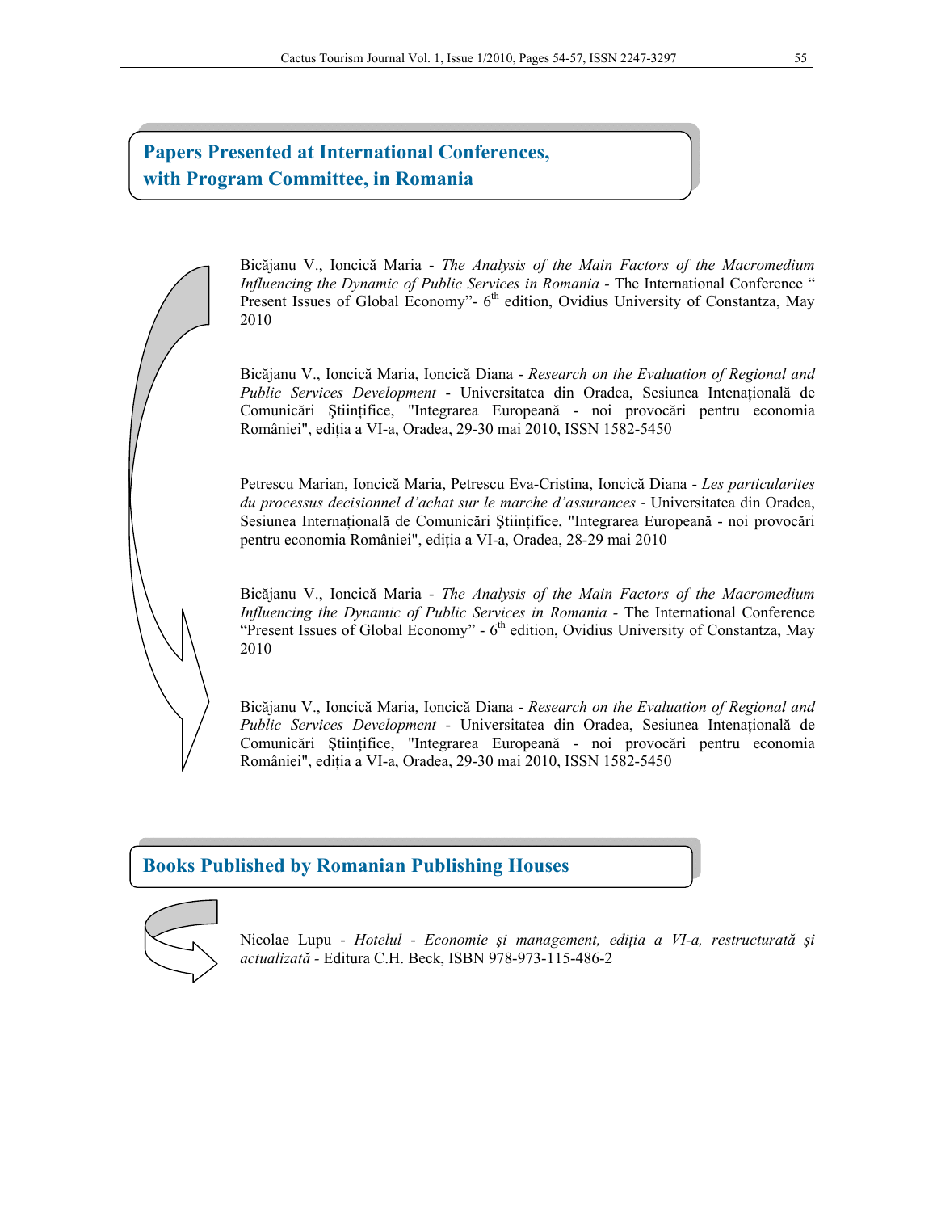## Papers Presented at International Conferences, with Program Committee, in Romania

Bicăjanu V., Ioncică Maria - *The Analysis of the Main Factors of the Macromedium Influencing the Dynamic of Public Services in Romania* - The International Conference " Present Issues of Global Economy"- 6th edition, Ovidius University of Constantza, May 2010

Bicăjanu V., Ioncică Maria, Ioncică Diana - *Research on the Evaluation of Regional and Public Services Development* - Universitatea din Oradea, Sesiunea Intenațională de Comunicări Științifice, "Integrarea Europeană - noi provocări pentru economia României", ediția a VI-a, Oradea, 29-30 mai 2010, ISSN 1582-5450

Petrescu Marian, Ioncică Maria, Petrescu Eva-Cristina, Ioncică Diana - *Les particularites du processus decisionnel d'achat sur le marche d'assurances* - Universitatea din Oradea, Sesiunea Internațională de Comunicări Științifice, "Integrarea Europeană - noi provocări pentru economia României", ediția a VI-a, Oradea, 28-29 mai 2010

Bicăjanu V., Ioncică Maria - *The Analysis of the Main Factors of the Macromedium Influencing the Dynamic of Public Services in Romania* - The International Conference "Present Issues of Global Economy" - 6th edition, Ovidius University of Constantza, May 2010

Bicăjanu V., Ioncică Maria, Ioncică Diana - *Research on the Evaluation of Regional and Public Services Development* - Universitatea din Oradea, Sesiunea Intenațională de Comunicări Științifice, "Integrarea Europeană - noi provocări pentru economia României", ediția a VI-a, Oradea, 29-30 mai 2010, ISSN 1582-5450

## Books Published by Romanian Publishing Houses

Nicolae Lupu - *Hotelul - Economie şi management, ediția a VI-a, restructurată şi actualizată* - Editura C.H. Beck, ISBN 978-973-115-486-2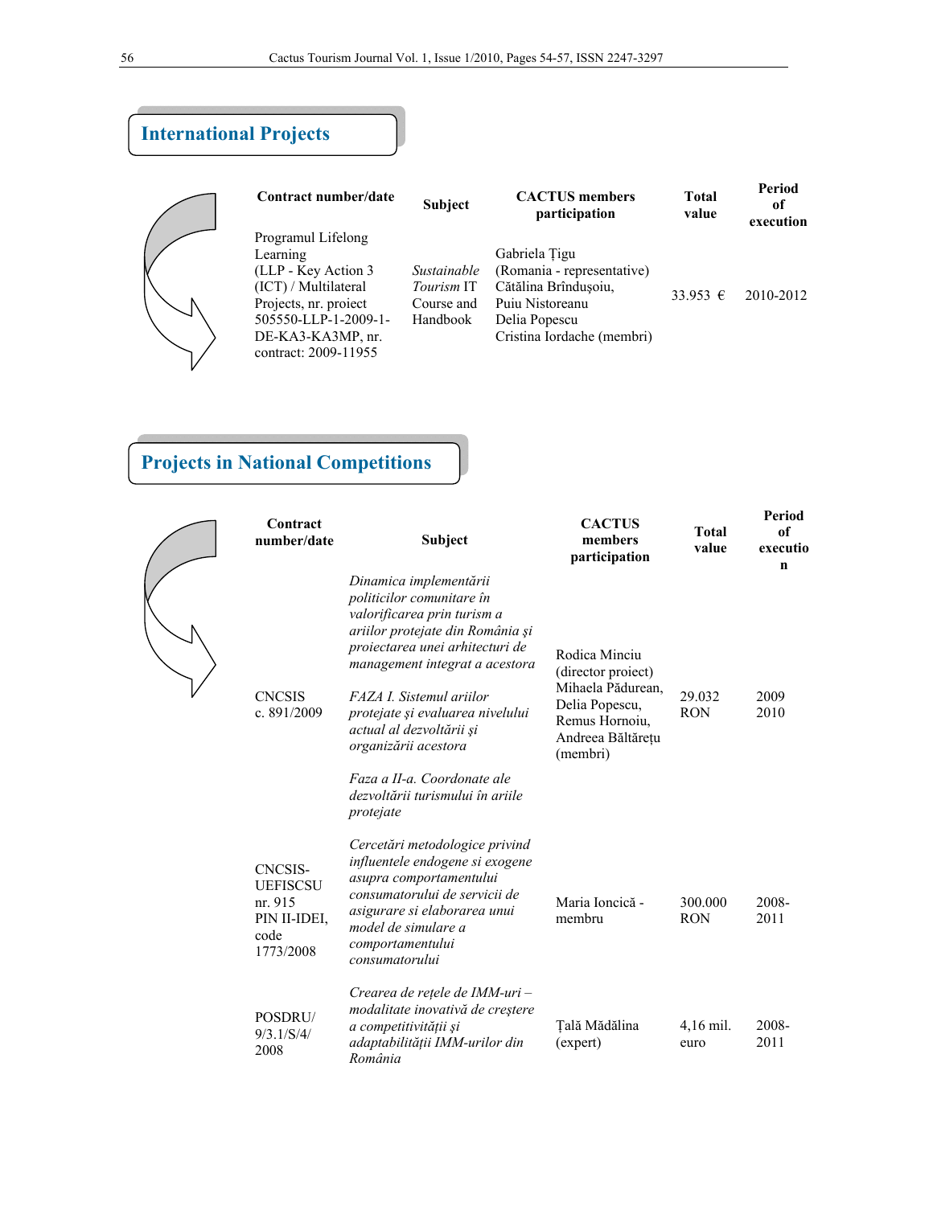## International Projects

| Contract number/date | Subject | CACTUS members participation | Total value | Period of execution |
| --- | --- | --- | --- | --- |
| Programul Lifelong Learning (LLP - Key Action 3 (ICT) / Multilateral Projects, nr. proiect 505550-LLP-1-2009-1-DE-KA3-KA3MP, nr. contract: 2009-11955 | *Sustainable Tourism* IT Course and Handbook | Gabriela Țigu (Romania - representative) Cătălina Brîndușoiu, Puiu Nistoreanu Delia Popescu Cristina Iordache (membri) | 33.953 € | 2010-2012 |

## Projects in National Competitions

| Contract number/date | Subject | CACTUS members participation | Total value | Period of executio n |
| --- | --- | --- | --- | --- |
| CNCSIS c. 891/2009 | *Dinamica implementării politicilor comunitare în valorificarea prin turism a ariilor protejate din România și proiectarea unei arhitecturi de management integrat a acestora*<br><br>*FAZA I. Sistemul ariilor protejate și evaluarea nivelului actual al dezvoltării și organizării acestora*<br><br>*Faza a II-a. Coordonate ale dezvoltării turismului în ariile protejate* | Rodica Minciu (director proiect) Mihaela Pădurean, Delia Popescu, Remus Hornoiu, Andreea Băltărețu (membri) | 29.032 RON | 2009 2010 |
| CNCSIS-UEFISCSU nr. 915 PIN II-IDEI, code 1773/2008 | *Cercetări metodologice privind influentele endogene si exogene asupra comportamentului consumatorului de servicii de asigurare si elaborarea unui model de simulare a comportamentului consumatorului* | Maria Ioncică - membru | 300.000 RON | 2008-2011 |
| POSDRU/ 9/3.1/S/4/ 2008 | *Crearea de rețele de IMM-uri – modalitate inovativă de creștere a competitivității și adaptabilității IMM-urilor din România* | Țală Mădălina (expert) | 4,16 mil. euro | 2008-2011 |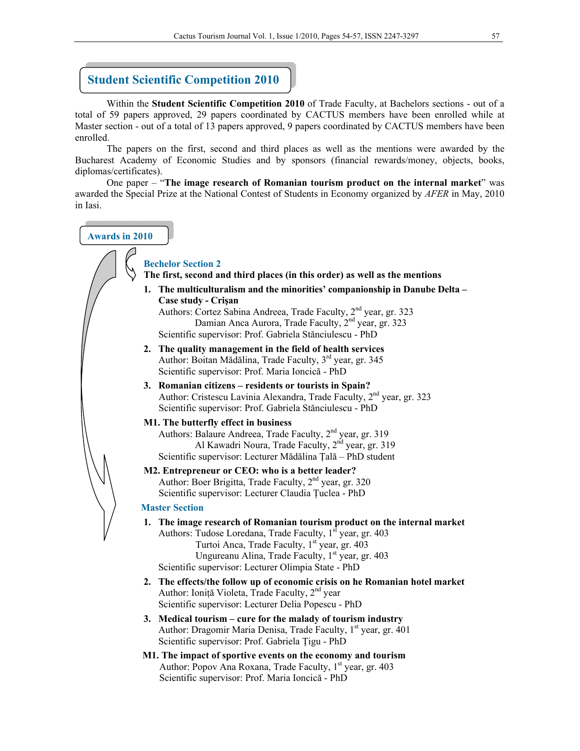## Student Scientific Competition 2010

Within the **Student Scientific Competition 2010** of Trade Faculty, at Bachelors sections - out of a total of 59 papers approved, 29 papers coordinated by CACTUS members have been enrolled while at Master section - out of a total of 13 papers approved, 9 papers coordinated by CACTUS members have been enrolled.

The papers on the first, second and third places as well as the mentions were awarded by the Bucharest Academy of Economic Studies and by sponsors (financial rewards/money, objects, books, diplomas/certificates).

One paper – "**The image research of Romanian tourism product on the internal market**" was awarded the Special Prize at the National Contest of Students in Economy organized by *AFER* in May, 2010 in Iasi.

## Awards in 2010

### Bechelor Section 2

**The first, second and third places (in this order) as well as the mentions**

1. **The multiculturalism and the minorities' companionship in Danube Delta – Case study - Crişan**
   Authors: Cortez Sabina Andreea, Trade Faculty, 2nd year, gr. 323
   Damian Anca Aurora, Trade Faculty, 2nd year, gr. 323
   Scientific supervisor: Prof. Gabriela Stănciulescu - PhD
2. **The quality management in the field of health services**
   Author: Boitan Mădălina, Trade Faculty, 3rd year, gr. 345
   Scientific supervisor: Prof. Maria Ioncică - PhD
3. **Romanian citizens – residents or tourists in Spain?**
   Author: Cristescu Lavinia Alexandra, Trade Faculty, 2nd year, gr. 323
   Scientific supervisor: Prof. Gabriela Stănciulescu - PhD

**M1. The butterfly effect in business**
Authors: Balaure Andreea, Trade Faculty, 2nd year, gr. 319
Al Kawadri Noura, Trade Faculty, 2nd year, gr. 319
Scientific supervisor: Lecturer Mădălina Țală – PhD student

**M2. Entrepreneur or CEO: who is a better leader?**
Author: Boer Brigitta, Trade Faculty, 2nd year, gr. 320
Scientific supervisor: Lecturer Claudia Țuclea - PhD

### Master Section

1. **The image research of Romanian tourism product on the internal market**
   Authors: Tudose Loredana, Trade Faculty, 1st year, gr. 403
   Turtoi Anca, Trade Faculty, 1st year, gr. 403
   Ungureanu Alina, Trade Faculty, 1st year, gr. 403
   Scientific supervisor: Lecturer Olimpia State - PhD
2. **The effects/the follow up of economic crisis on he Romanian hotel market**
   Author: Ioniță Violeta, Trade Faculty, 2nd year
   Scientific supervisor: Lecturer Delia Popescu - PhD
3. **Medical tourism – cure for the malady of tourism industry**
   Author: Dragomir Maria Denisa, Trade Faculty, 1st year, gr. 401
   Scientific supervisor: Prof. Gabriela Țigu - PhD

**M1. The impact of sportive events on the economy and tourism**
Author: Popov Ana Roxana, Trade Faculty, 1st year, gr. 403
Scientific supervisor: Prof. Maria Ioncică - PhD